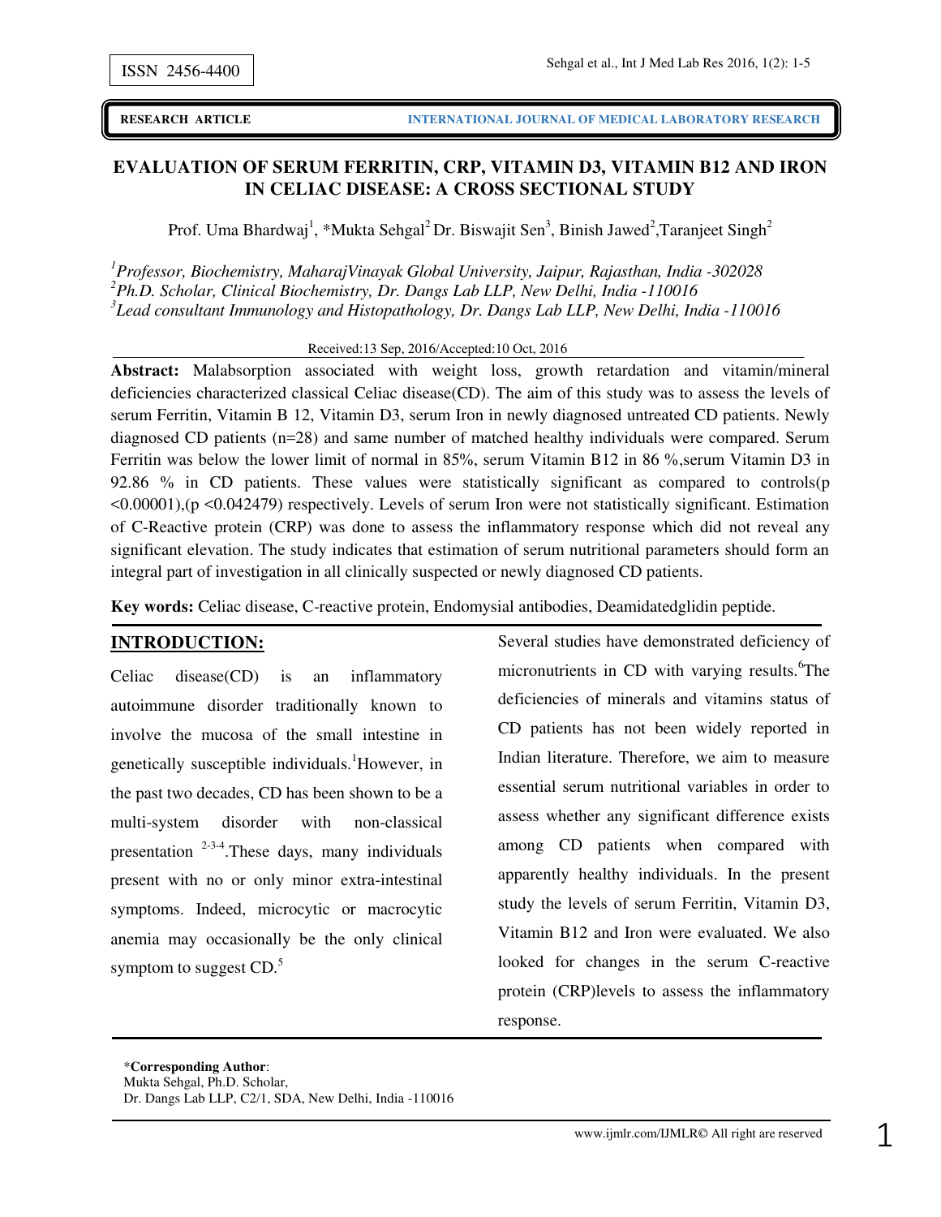ISSN 2456-4400

RESEARCH ARTICLE INTERNATIONAL JOURNAL OF MEDICAL LABORATORY RESEARCH

# EVALUATION OF SERUM FERRITIN, CRP, VITAMIN D3, VITAMIN B12 AND IRON IN CELIAC DISEASE: A CROSS SECTIONAL STUDY

Prof. Uma Bhardwaj[1], *Mukta Sehgal[2] Dr. Biswajit Sen[3], Binish Jawed[2],Taranjeet Singh[2]

*[1]Professor, Biochemistry, MaharajVinayak Global University, Jaipur, Rajasthan, India -302028*
*[2]Ph.D. Scholar, Clinical Biochemistry, Dr. Dangs Lab LLP, New Delhi, India -110016*
*[3]Lead consultant Immunology and Histopathology, Dr. Dangs Lab LLP, New Delhi, India -110016*

Received:13 Sep, 2016/Accepted:10 Oct, 2016

**Abstract:** Malabsorption associated with weight loss, growth retardation and vitamin/mineral deficiencies characterized classical Celiac disease(CD). The aim of this study was to assess the levels of serum Ferritin, Vitamin B 12, Vitamin D3, serum Iron in newly diagnosed untreated CD patients. Newly diagnosed CD patients (n=28) and same number of matched healthy individuals were compared. Serum Ferritin was below the lower limit of normal in 85%, serum Vitamin B12 in 86 %,serum Vitamin D3 in 92.86 % in CD patients. These values were statistically significant as compared to controls($p < 0.00001$),($p < 0.042479$) respectively. Levels of serum Iron were not statistically significant. Estimation of C-Reactive protein (CRP) was done to assess the inflammatory response which did not reveal any significant elevation. The study indicates that estimation of serum nutritional parameters should form an integral part of investigation in all clinically suspected or newly diagnosed CD patients.

**Key words:** Celiac disease, C-reactive protein, Endomysial antibodies, Deamidatedglidin peptide.

## INTRODUCTION:

Celiac disease(CD) is an inflammatory autoimmune disorder traditionally known to involve the mucosa of the small intestine in genetically susceptible individuals.[1]However, in the past two decades, CD has been shown to be a multi-system disorder with non-classical presentation [2-3-4].These days, many individuals present with no or only minor extra-intestinal symptoms. Indeed, microcytic or macrocytic anemia may occasionally be the only clinical symptom to suggest CD.[5]

Several studies have demonstrated deficiency of micronutrients in CD with varying results.[6]The deficiencies of minerals and vitamins status of CD patients has not been widely reported in Indian literature. Therefore, we aim to measure essential serum nutritional variables in order to assess whether any significant difference exists among CD patients when compared with apparently healthy individuals. In the present study the levels of serum Ferritin, Vitamin D3, Vitamin B12 and Iron were evaluated. We also looked for changes in the serum C-reactive protein (CRP)levels to assess the inflammatory response.

*Corresponding Author**:
Mukta Sehgal, Ph.D. Scholar,
Dr. Dangs Lab LLP, C2/1, SDA, New Delhi, India -110016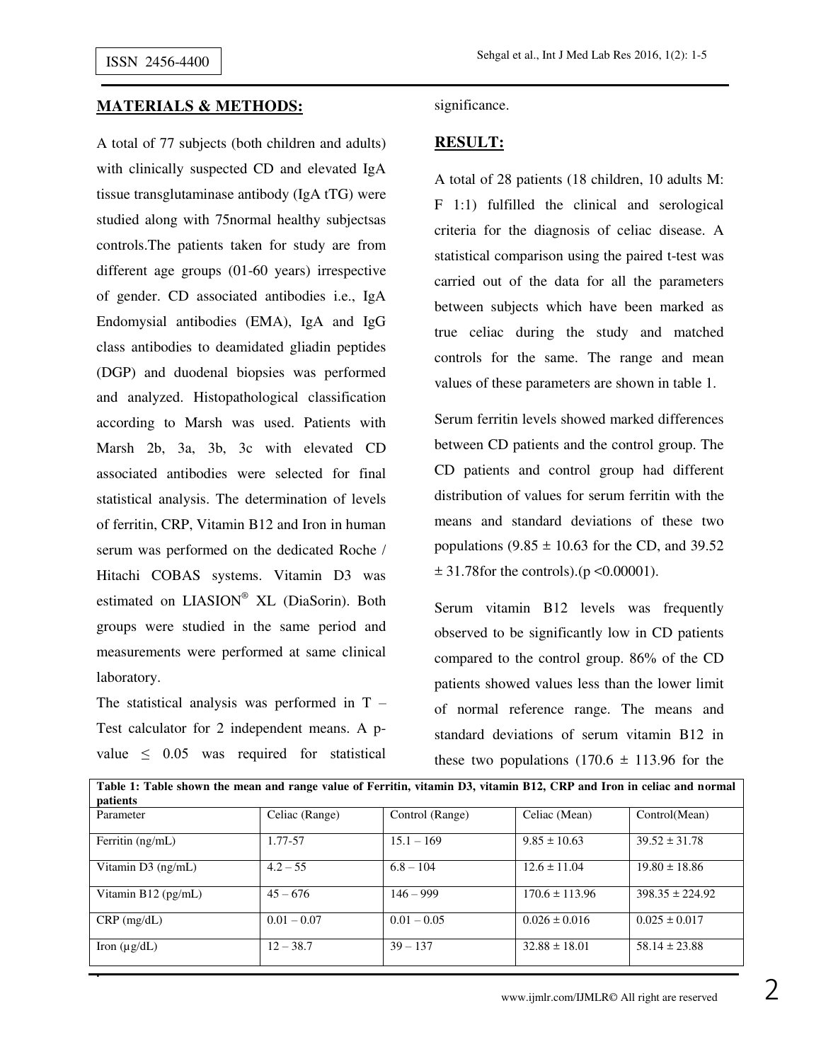## MATERIALS & METHODS:

A total of 77 subjects (both children and adults) with clinically suspected CD and elevated IgA tissue transglutaminase antibody (IgA tTG) were studied along with 75normal healthy subjectsas controls.The patients taken for study are from different age groups (01-60 years) irrespective of gender. CD associated antibodies i.e., IgA Endomysial antibodies (EMA), IgA and IgG class antibodies to deamidated gliadin peptides (DGP) and duodenal biopsies was performed and analyzed. Histopathological classification according to Marsh was used. Patients with Marsh 2b, 3a, 3b, 3c with elevated CD associated antibodies were selected for final statistical analysis. The determination of levels of ferritin, CRP, Vitamin B12 and Iron in human serum was performed on the dedicated Roche / Hitachi COBAS systems. Vitamin D3 was estimated on LIASION® XL (DiaSorin). Both groups were studied in the same period and measurements were performed at same clinical laboratory.

The statistical analysis was performed in T – Test calculator for 2 independent means. A p-value ≤ 0.05 was required for statistical significance.

## RESULT:

A total of 28 patients (18 children, 10 adults M: F 1:1) fulfilled the clinical and serological criteria for the diagnosis of celiac disease. A statistical comparison using the paired t-test was carried out of the data for all the parameters between subjects which have been marked as true celiac during the study and matched controls for the same. The range and mean values of these parameters are shown in table 1.

Serum ferritin levels showed marked differences between CD patients and the control group. The CD patients and control group had different distribution of values for serum ferritin with the means and standard deviations of these two populations (9.85 ± 10.63 for the CD, and 39.52 ± 31.78for the controls).($p < 0.00001$).

Serum vitamin B12 levels was frequently observed to be significantly low in CD patients compared to the control group. 86% of the CD patients showed values less than the lower limit of normal reference range. The means and standard deviations of serum vitamin B12 in these two populations (170.6 ± 113.96 for the

**Table 1: Table shown the mean and range value of Ferritin, vitamin D3, vitamin B12, CRP and Iron in celiac and normal patients**

| Parameter | Celiac (Range) | Control (Range) | Celiac (Mean) | Control(Mean) |
|---|---|---|---|---|
| Ferritin (ng/mL) | 1.77-57 | 15.1 – 169 | 9.85 ± 10.63 | 39.52 ± 31.78 |
| Vitamin D3 (ng/mL) | 4.2 – 55 | 6.8 – 104 | 12.6 ± 11.04 | 19.80 ± 18.86 |
| Vitamin B12 (pg/mL) | 45 – 676 | 146 – 999 | 170.6 ± 113.96 | 398.35 ± 224.92 |
| CRP (mg/dL) | 0.01 – 0.07 | 0.01 – 0.05 | 0.026 ± 0.016 | 0.025 ± 0.017 |
| Iron (µg/dL) | 12 – 38.7 | 39 – 137 | 32.88 ± 18.01 | 58.14 ± 23.88 |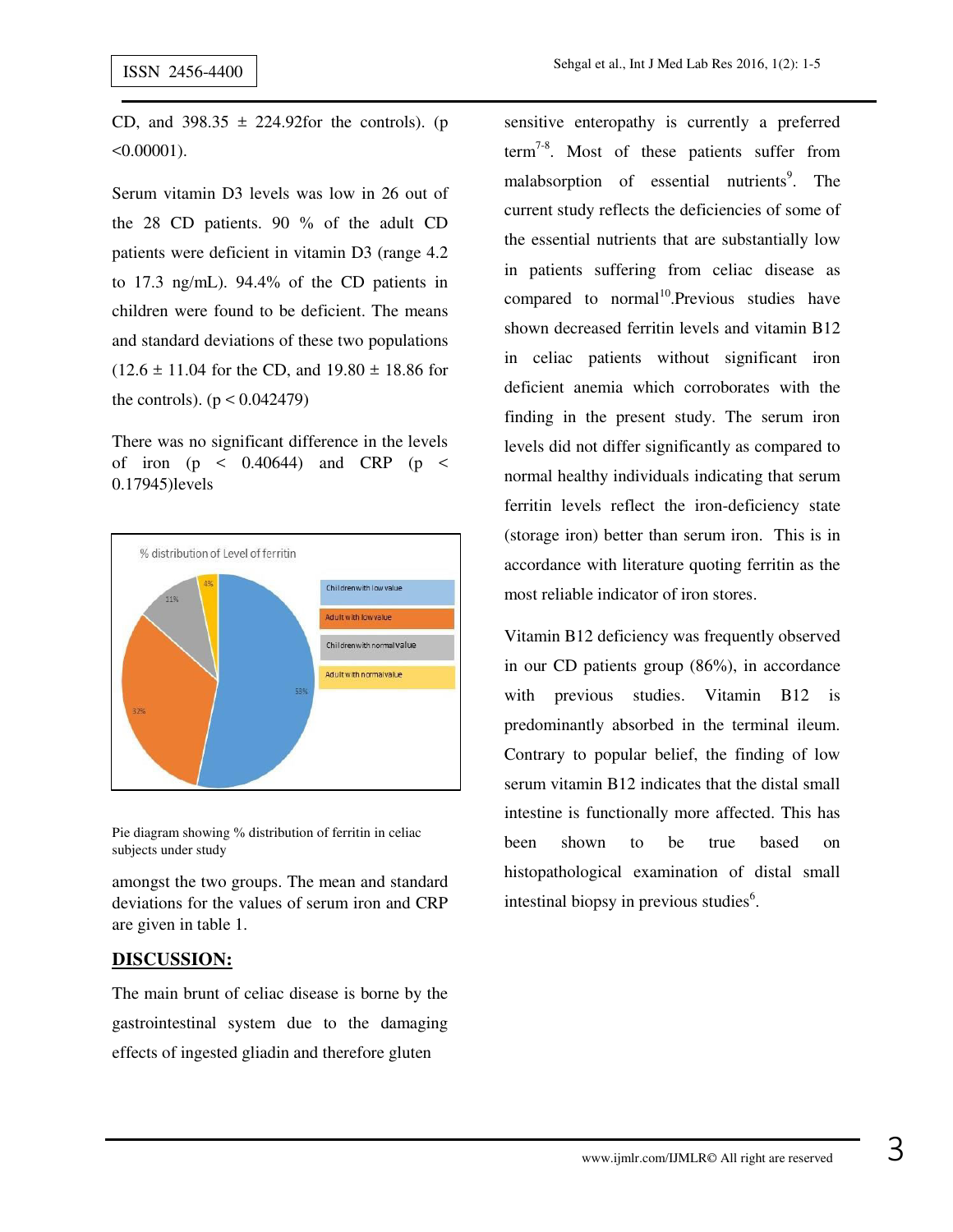CD, and 398.35 ± 224.92for the controls). ($p < 0.00001$).

Serum vitamin D3 levels was low in 26 out of the 28 CD patients. 90 % of the adult CD patients were deficient in vitamin D3 (range 4.2 to 17.3 ng/mL). 94.4% of the CD patients in children were found to be deficient. The means and standard deviations of these two populations (12.6 ± 11.04 for the CD, and 19.80 ± 18.86 for the controls). ($p < 0.042479$)

There was no significant difference in the levels of iron ($p < 0.40644$) and CRP ($p < 0.17945$)levels

Pie diagram showing % distribution of ferritin in celiac subjects under study

amongst the two groups. The mean and standard deviations for the values of serum iron and CRP are given in table 1.

## DISCUSSION:

The main brunt of celiac disease is borne by the gastrointestinal system due to the damaging effects of ingested gliadin and therefore gluten sensitive enteropathy is currently a preferred term[7-8]. Most of these patients suffer from malabsorption of essential nutrients[9]. The current study reflects the deficiencies of some of the essential nutrients that are substantially low in patients suffering from celiac disease as compared to normal[10].Previous studies have shown decreased ferritin levels and vitamin B12 in celiac patients without significant iron deficient anemia which corroborates with the finding in the present study. The serum iron levels did not differ significantly as compared to normal healthy individuals indicating that serum ferritin levels reflect the iron-deficiency state (storage iron) better than serum iron. This is in accordance with literature quoting ferritin as the most reliable indicator of iron stores.

Vitamin B12 deficiency was frequently observed in our CD patients group (86%), in accordance with previous studies. Vitamin B12 is predominantly absorbed in the terminal ileum. Contrary to popular belief, the finding of low serum vitamin B12 indicates that the distal small intestine is functionally more affected. This has been shown to be true based on histopathological examination of distal small intestinal biopsy in previous studies[6].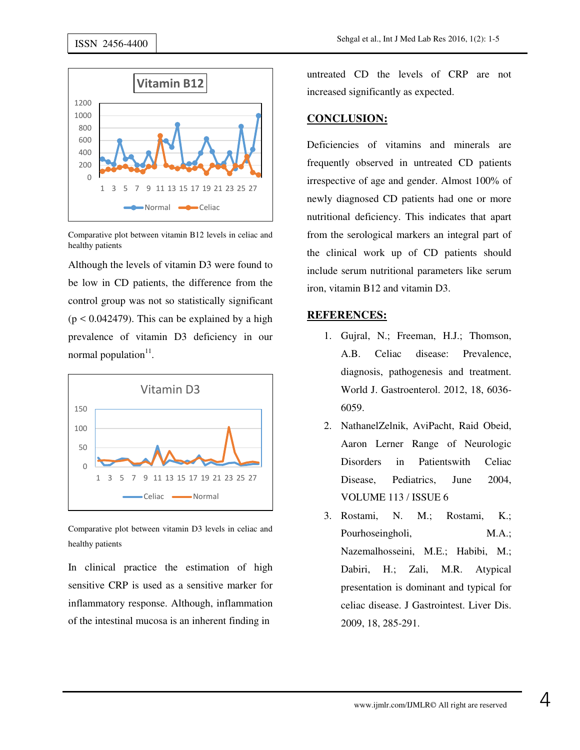Comparative plot between vitamin B12 levels in celiac and healthy patients

Although the levels of vitamin D3 were found to be low in CD patients, the difference from the control group was not so statistically significant ($p < 0.042479$). This can be explained by a high prevalence of vitamin D3 deficiency in our normal population[11].

Comparative plot between vitamin D3 levels in celiac and healthy patients

In clinical practice the estimation of high sensitive CRP is used as a sensitive marker for inflammatory response. Although, inflammation of the intestinal mucosa is an inherent finding in untreated CD the levels of CRP are not increased significantly as expected.

## CONCLUSION:

Deficiencies of vitamins and minerals are frequently observed in untreated CD patients irrespective of age and gender. Almost 100% of newly diagnosed CD patients had one or more nutritional deficiency. This indicates that apart from the serological markers an integral part of the clinical work up of CD patients should include serum nutritional parameters like serum iron, vitamin B12 and vitamin D3.

## REFERENCES:

1. Gujral, N.; Freeman, H.J.; Thomson, A.B. Celiac disease: Prevalence, diagnosis, pathogenesis and treatment. World J. Gastroenterol. 2012, 18, 6036-6059.
2. NathanelZelnik, AviPacht, Raid Obeid, Aaron Lerner Range of Neurologic Disorders in Patientswith Celiac Disease, Pediatrics, June 2004, VOLUME 113 / ISSUE 6
3. Rostami, N. M.; Rostami, K.; Pourhoseingholi, M.A.; Nazemalhosseini, M.E.; Habibi, M.; Dabiri, H.; Zali, M.R. Atypical presentation is dominant and typical for celiac disease. J Gastrointest. Liver Dis. 2009, 18, 285-291.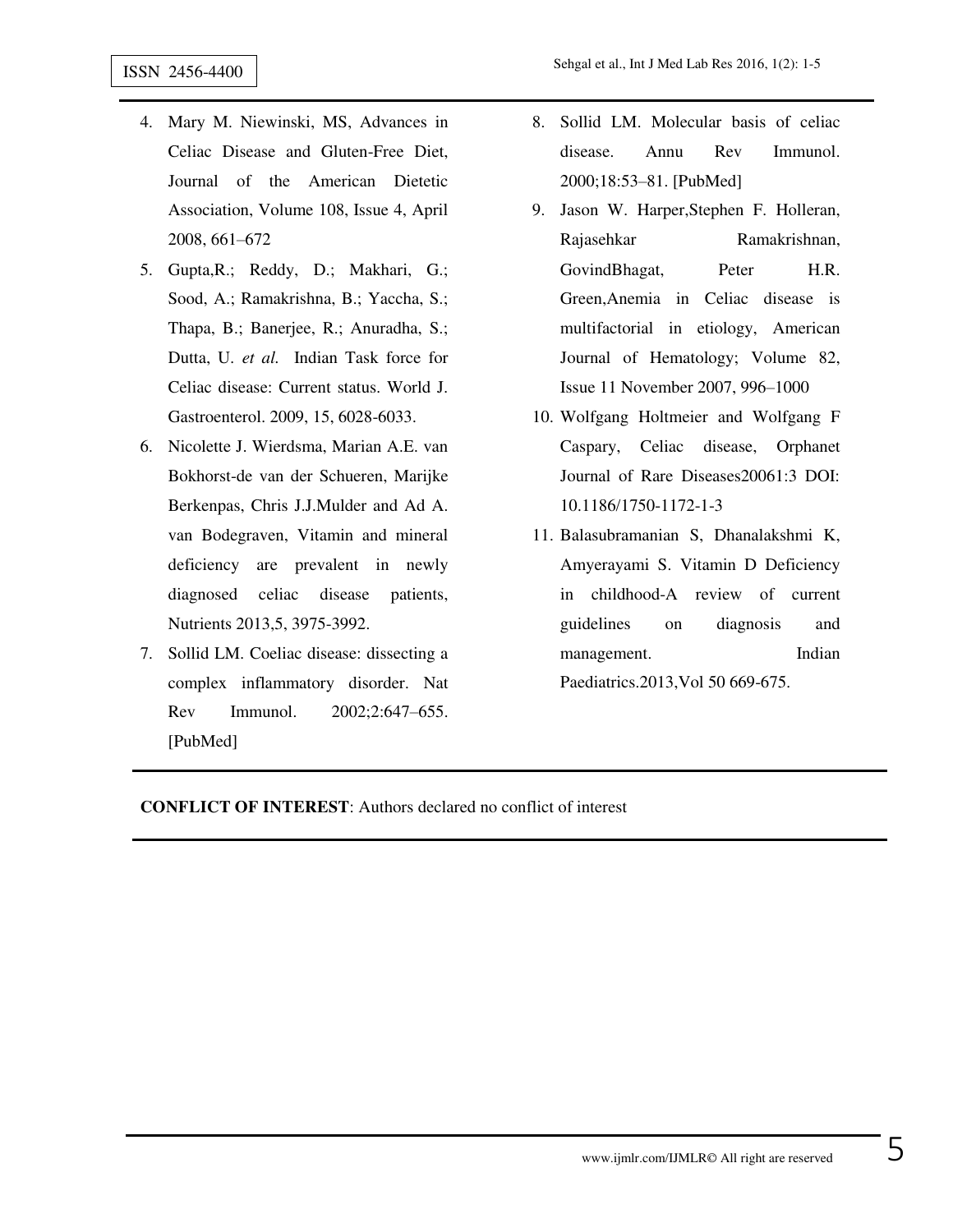4. Mary M. Niewinski, MS, Advances in Celiac Disease and Gluten-Free Diet, Journal of the American Dietetic Association, Volume 108, Issue 4, April 2008, 661–672
5. Gupta,R.; Reddy, D.; Makhari, G.; Sood, A.; Ramakrishna, B.; Yaccha, S.; Thapa, B.; Banerjee, R.; Anuradha, S.; Dutta, U. *et al.* Indian Task force for Celiac disease: Current status. World J. Gastroenterol. 2009, 15, 6028-6033.
6. Nicolette J. Wierdsma, Marian A.E. van Bokhorst-de van der Schueren, Marijke Berkenpas, Chris J.J.Mulder and Ad A. van Bodegraven, Vitamin and mineral deficiency are prevalent in newly diagnosed celiac disease patients, Nutrients 2013,5, 3975-3992.
7. Sollid LM. Coeliac disease: dissecting a complex inflammatory disorder. Nat Rev Immunol. 2002;2:647–655. [PubMed]
8. Sollid LM. Molecular basis of celiac disease. Annu Rev Immunol. 2000;18:53–81. [PubMed]
9. Jason W. Harper,Stephen F. Holleran, Rajasehkar Ramakrishnan, GovindBhagat, Peter H.R. Green,Anemia in Celiac disease is multifactorial in etiology, American Journal of Hematology; Volume 82, Issue 11 November 2007, 996–1000
10. Wolfgang Holtmeier and Wolfgang F Caspary, Celiac disease, Orphanet Journal of Rare Diseases20061:3 DOI: 10.1186/1750-1172-1-3
11. Balasubramanian S, Dhanalakshmi K, Amyerayami S. Vitamin D Deficiency in childhood-A review of current guidelines on diagnosis and management. Indian Paediatrics.2013,Vol 50 669-675.

**CONFLICT OF INTEREST**: Authors declared no conflict of interest